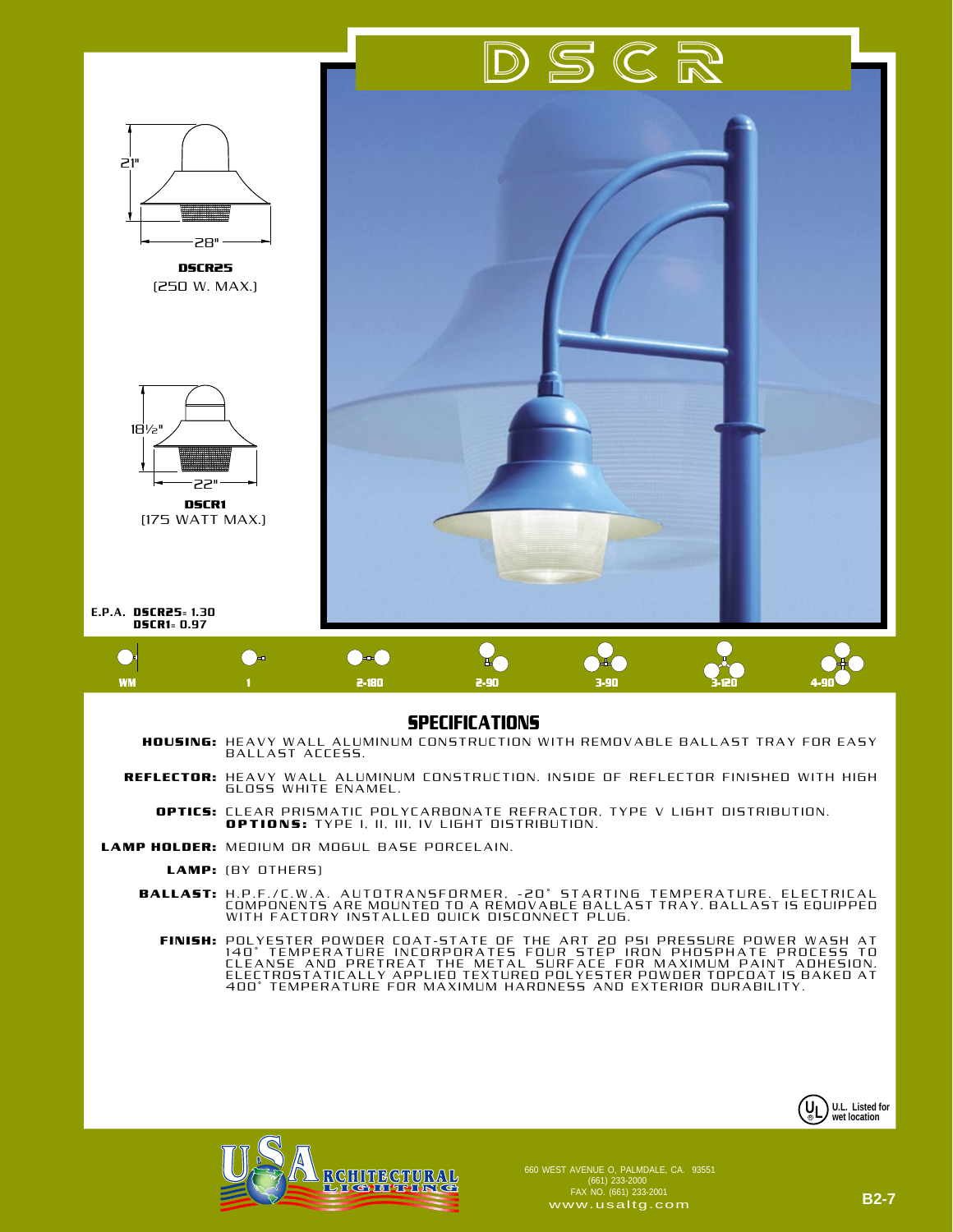# DSCR

21"

28"

**DSCR25**
(250 W. MAX.)

18½"

22"

**DSCR1**
(175 WATT MAX.)

**E.P.A. DSCR25= 1.30**
**DSCR1= 0.97**

WM | 1 | 2-180 | 2-90 | 3-90 | 3-120 | 4-90

## SPECIFICATIONS

**HOUSING:** HEAVY WALL ALUMINUM CONSTRUCTION WITH REMOVABLE BALLAST TRAY FOR EASY BALLAST ACCESS.

**REFLECTOR:** HEAVY WALL ALUMINUM CONSTRUCTION. INSIDE OF REFLECTOR FINISHED WITH HIGH GLOSS WHITE ENAMEL.

**OPTICS:** CLEAR PRISMATIC POLYCARBONATE REFRACTOR, TYPE V LIGHT DISTRIBUTION.
**OPTIONS:** TYPE I, II, III, IV LIGHT DISTRIBUTION.

**LAMP HOLDER:** MEDIUM OR MOGUL BASE PORCELAIN.

**LAMP:** (BY OTHERS)

**BALLAST:** H.P.F./C.W.A. AUTOTRANSFORMER, -20° STARTING TEMPERATURE. ELECTRICAL COMPONENTS ARE MOUNTED TO A REMOVABLE BALLAST TRAY. BALLAST IS EQUIPPED WITH FACTORY INSTALLED QUICK DISCONNECT PLUG.

**FINISH:** POLYESTER POWDER COAT-STATE OF THE ART 20 PSI PRESSURE POWER WASH AT 140° TEMPERATURE INCORPORATES FOUR STEP IRON PHOSPHATE PROCESS TO CLEANSE AND PRETREAT THE METAL SURFACE FOR MAXIMUM PAINT ADHESION. ELECTROSTATICALLY APPLIED TEXTURED POLYESTER POWDER TOPCOAT IS BAKED AT 400° TEMPERATURE FOR MAXIMUM HARDNESS AND EXTERIOR DURABILITY.

U.L. Listed for wet location

USA ARCHITECTURAL LIGHTING

660 WEST AVENUE O, PALMDALE, CA. 93551
(661) 233-2000
FAX NO. (661) 233-2001
www.usaltg.com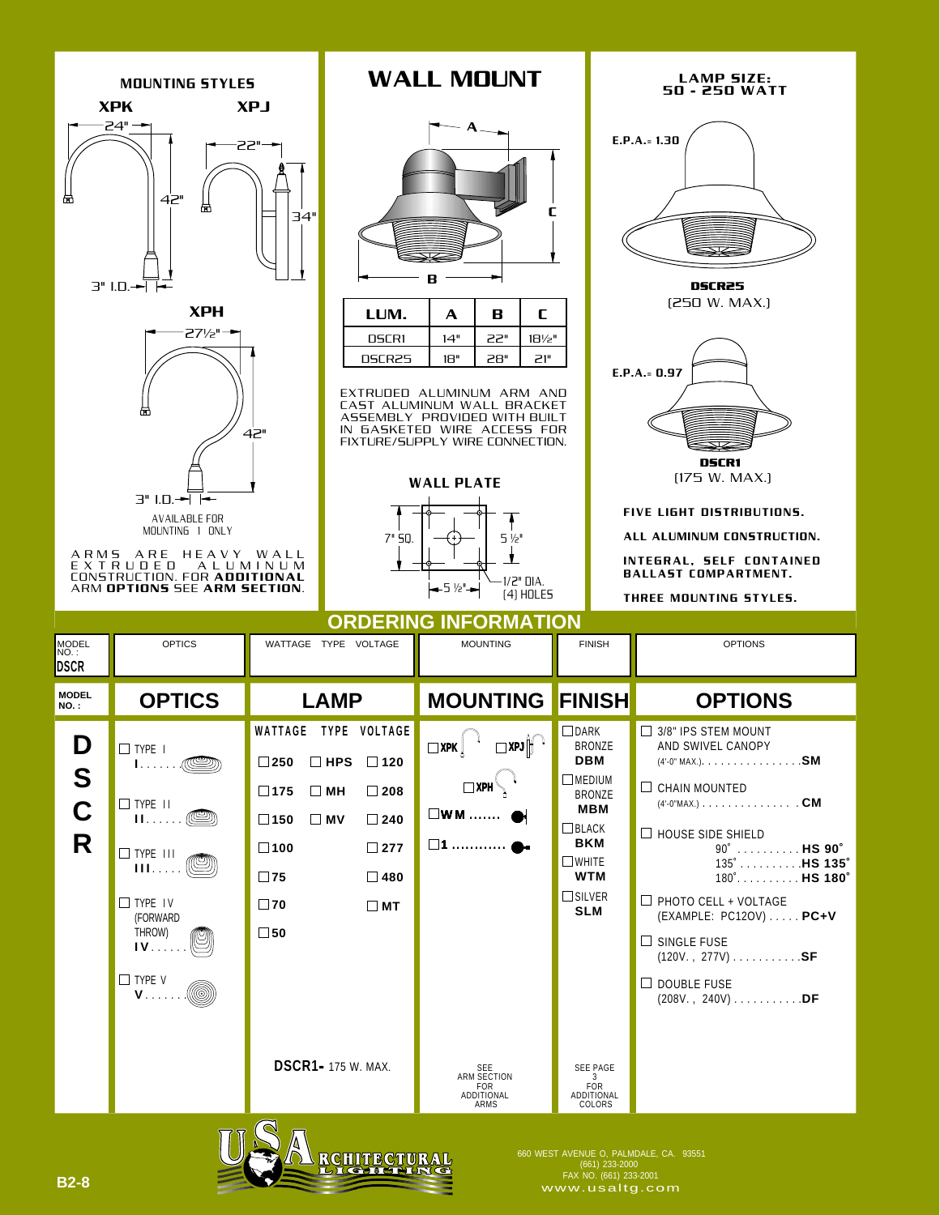## MOUNTING STYLES

**XPK** 24" 42" 3" I.D.

**XPJ** 22" 34"

**XPH** 27½" 42" 3" I.D.

AVAILABLE FOR MOUNTING 1 ONLY

ARMS ARE HEAVY WALL EXTRUDED ALUMINUM CONSTRUCTION. FOR **ADDITIONAL** ARM **OPTIONS** SEE **ARM SECTION**.

# WALL MOUNT

| LUM. | A | B | C |
|---|---|---|---|
| DSCR1 | 14" | 22" | 18½" |
| DSCR25 | 18" | 28" | 21" |

EXTRUDED ALUMINUM ARM AND CAST ALUMINUM WALL BRACKET ASSEMBLY PROVIDED WITH BUILT IN GASKETED WIRE ACCESS FOR FIXTURE/SUPPLY WIRE CONNECTION.

### WALL PLATE

7" SQ. 5 ½" 5 ½" 1/2" DIA. (4) HOLES

## LAMP SIZE: 50 - 250 WATT

E.P.A.= 1.30

**DSCR25**
(250 W. MAX.)

E.P.A.= 0.97

**DSCR1**
(175 W. MAX.)

**FIVE LIGHT DISTRIBUTIONS.**

**ALL ALUMINUM CONSTRUCTION.**

**INTEGRAL, SELF CONTAINED BALLAST COMPARTMENT.**

**THREE MOUNTING STYLES.**

## ORDERING INFORMATION

| MODEL NO.: | OPTICS | WATTAGE TYPE VOLTAGE | MOUNTING | FINISH | OPTIONS |
|---|---|---|---|---|---|
| DSCR | | | | | |

| MODEL NO.: | OPTICS | LAMP | MOUNTING | FINISH | OPTIONS |
|---|---|---|---|---|---|
| DSCR | ☐ TYPE I **I**.......<br>☐ TYPE II **II**......<br>☐ TYPE III **III**.....<br>☐ TYPE IV (FORWARD THROW) **IV**......<br>☐ TYPE V **V**....... | WATTAGE TYPE VOLTAGE<br>☐**250** ☐**HPS** ☐**120**<br>☐**175** ☐**MH** ☐**208**<br>☐**150** ☐**MV** ☐**240**<br>☐**100** ☐**277**<br>☐**75** ☐**480**<br>☐**70** ☐**MT**<br>☐**50**<br><br>**DSCR1-** 175 W. MAX. | ☐**XPK** ☐**XPJ**<br>☐**XPH**<br>☐**WM** .......<br>☐**1** ............<br><br>SEE ARM SECTION FOR ADDITIONAL ARMS | ☐DARK BRONZE **DBM**<br>☐MEDIUM BRONZE **MBM**<br>☐BLACK **BKM**<br>☐WHITE **WTM**<br>☐SILVER **SLM**<br><br>SEE PAGE 3 FOR ADDITIONAL COLORS | ☐ 3/8" IPS STEM MOUNT AND SWIVEL CANOPY (4'-0" MAX.)................**SM**<br>☐ CHAIN MOUNTED (4'-0"MAX.)............... .**CM**<br>☐ HOUSE SIDE SHIELD 90˚ ..........**HS 90˚** 135˚..........**HS 135˚** 180˚..........**HS 180˚**<br>☐ PHOTO CELL + VOLTAGE (EXAMPLE: PC120V) ..... **PC+V**<br>☐ SINGLE FUSE (120V., 277V) ...........**SF**<br>☐ DOUBLE FUSE (208V., 240V) ...........**DF** |

USA ARCHITECTURAL LIGHTING

660 WEST AVENUE O, PALMDALE, CA. 93551
(661) 233-2000
FAX NO. (661) 233-2001
www.usaltg.com